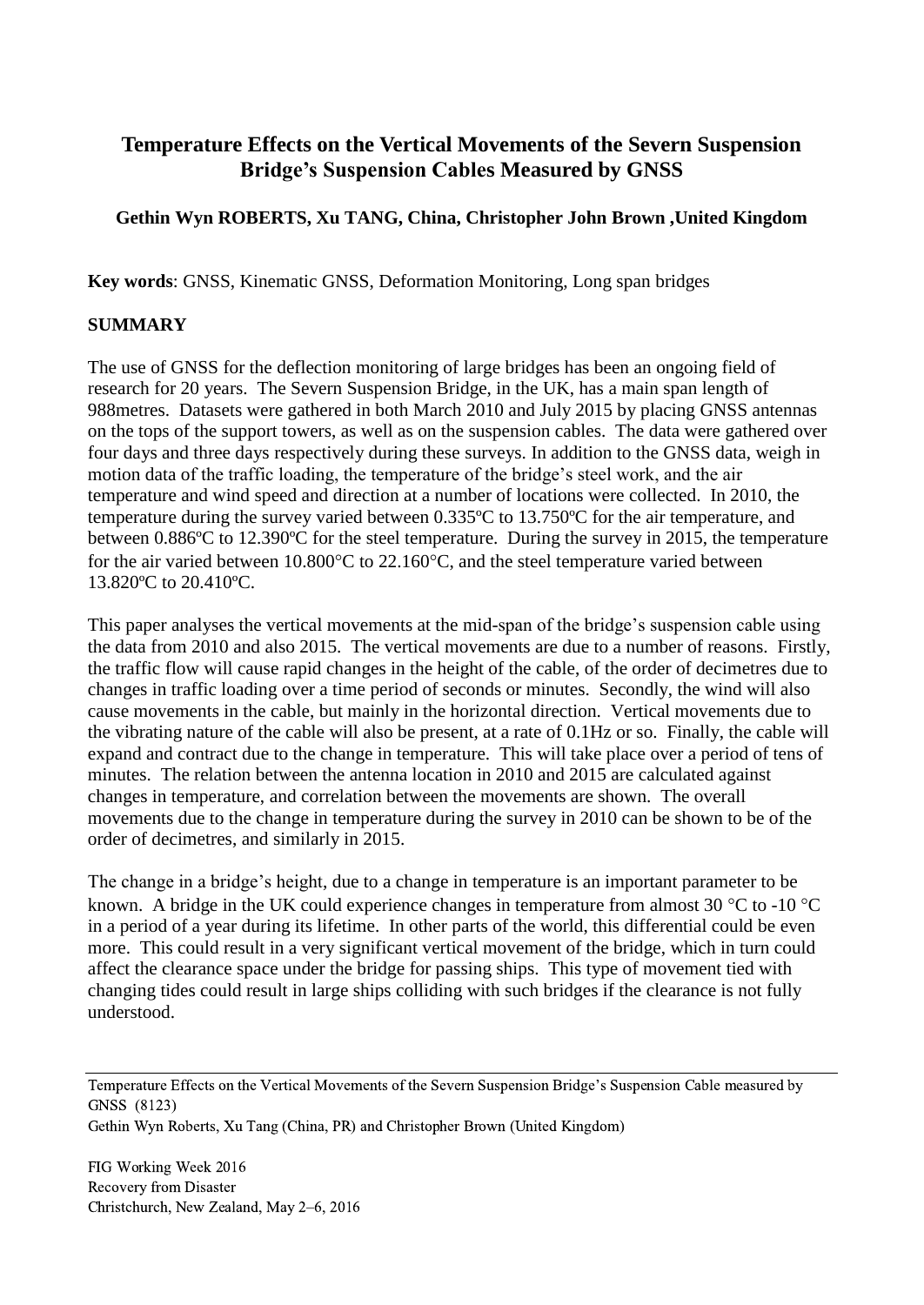# Temperature Effects on the Vertical Movements of the Severn Suspension Bridge's Suspension Cables Measured by GNSS

**Gethin Wyn ROBERTS, Xu TANG, China, Christopher John Brown ,United Kingdom**

**Key words**: GNSS, Kinematic GNSS, Deformation Monitoring, Long span bridges

## SUMMARY

The use of GNSS for the deflection monitoring of large bridges has been an ongoing field of research for 20 years. The Severn Suspension Bridge, in the UK, has a main span length of 988metres. Datasets were gathered in both March 2010 and July 2015 by placing GNSS antennas on the tops of the support towers, as well as on the suspension cables. The data were gathered over four days and three days respectively during these surveys. In addition to the GNSS data, weigh in motion data of the traffic loading, the temperature of the bridge's steel work, and the air temperature and wind speed and direction at a number of locations were collected. In 2010, the temperature during the survey varied between 0.335ºC to 13.750ºC for the air temperature, and between 0.886ºC to 12.390ºC for the steel temperature. During the survey in 2015, the temperature for the air varied between 10.800°C to 22.160°C, and the steel temperature varied between 13.820ºC to 20.410ºC.

This paper analyses the vertical movements at the mid-span of the bridge's suspension cable using the data from 2010 and also 2015. The vertical movements are due to a number of reasons. Firstly, the traffic flow will cause rapid changes in the height of the cable, of the order of decimetres due to changes in traffic loading over a time period of seconds or minutes. Secondly, the wind will also cause movements in the cable, but mainly in the horizontal direction. Vertical movements due to the vibrating nature of the cable will also be present, at a rate of 0.1Hz or so. Finally, the cable will expand and contract due to the change in temperature. This will take place over a period of tens of minutes. The relation between the antenna location in 2010 and 2015 are calculated against changes in temperature, and correlation between the movements are shown. The overall movements due to the change in temperature during the survey in 2010 can be shown to be of the order of decimetres, and similarly in 2015.

The change in a bridge's height, due to a change in temperature is an important parameter to be known. A bridge in the UK could experience changes in temperature from almost 30 °C to -10 °C in a period of a year during its lifetime. In other parts of the world, this differential could be even more. This could result in a very significant vertical movement of the bridge, which in turn could affect the clearance space under the bridge for passing ships. This type of movement tied with changing tides could result in large ships colliding with such bridges if the clearance is not fully understood.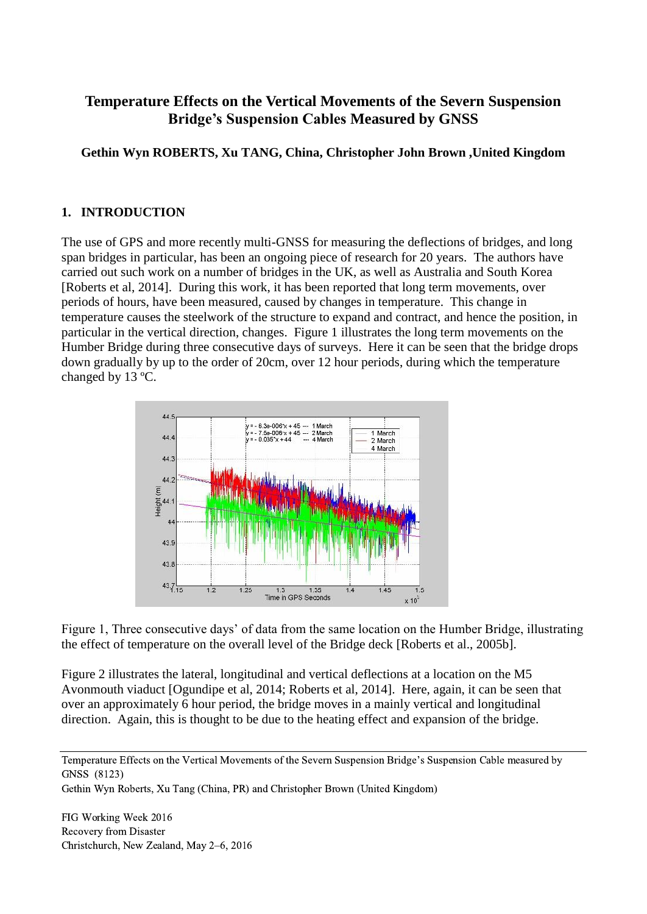# Temperature Effects on the Vertical Movements of the Severn Suspension Bridge's Suspension Cables Measured by GNSS

**Gethin Wyn ROBERTS, Xu TANG, China, Christopher John Brown ,United Kingdom**

## 1. INTRODUCTION

The use of GPS and more recently multi-GNSS for measuring the deflections of bridges, and long span bridges in particular, has been an ongoing piece of research for 20 years. The authors have carried out such work on a number of bridges in the UK, as well as Australia and South Korea [Roberts et al, 2014]. During this work, it has been reported that long term movements, over periods of hours, have been measured, caused by changes in temperature. This change in temperature causes the steelwork of the structure to expand and contract, and hence the position, in particular in the vertical direction, changes. Figure 1 illustrates the long term movements on the Humber Bridge during three consecutive days of surveys. Here it can be seen that the bridge drops down gradually by up to the order of 20cm, over 12 hour periods, during which the temperature changed by 13 ºC.

Figure 1, Three consecutive days' of data from the same location on the Humber Bridge, illustrating the effect of temperature on the overall level of the Bridge deck [Roberts et al., 2005b].

Figure 2 illustrates the lateral, longitudinal and vertical deflections at a location on the M5 Avonmouth viaduct [Ogundipe et al, 2014; Roberts et al, 2014]. Here, again, it can be seen that over an approximately 6 hour period, the bridge moves in a mainly vertical and longitudinal direction. Again, this is thought to be due to the heating effect and expansion of the bridge.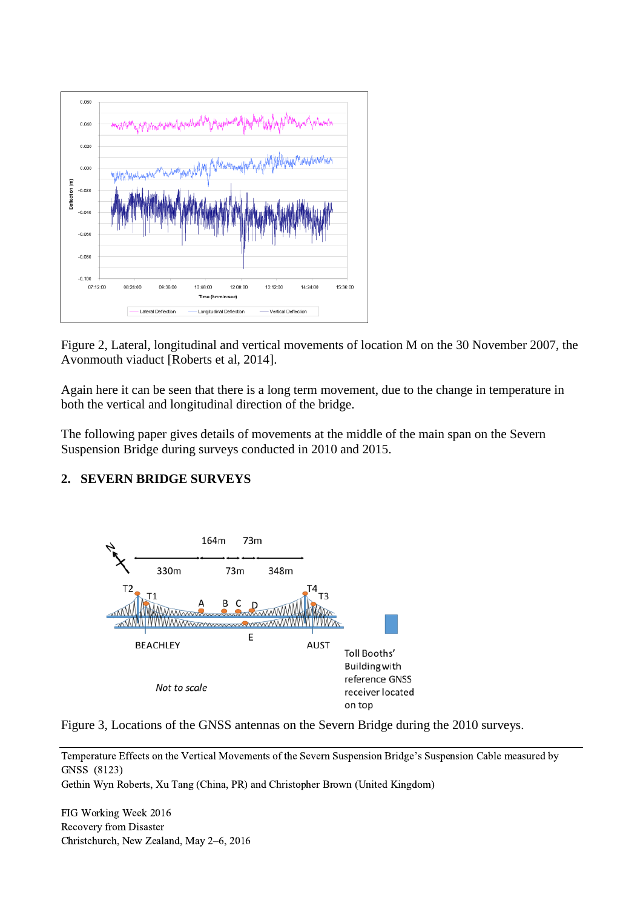Figure 2, Lateral, longitudinal and vertical movements of location M on the 30 November 2007, the Avonmouth viaduct [Roberts et al, 2014].

Again here it can be seen that there is a long term movement, due to the change in temperature in both the vertical and longitudinal direction of the bridge.

The following paper gives details of movements at the middle of the main span on the Severn Suspension Bridge during surveys conducted in 2010 and 2015.

## 2. SEVERN BRIDGE SURVEYS

Figure 3, Locations of the GNSS antennas on the Severn Bridge during the 2010 surveys.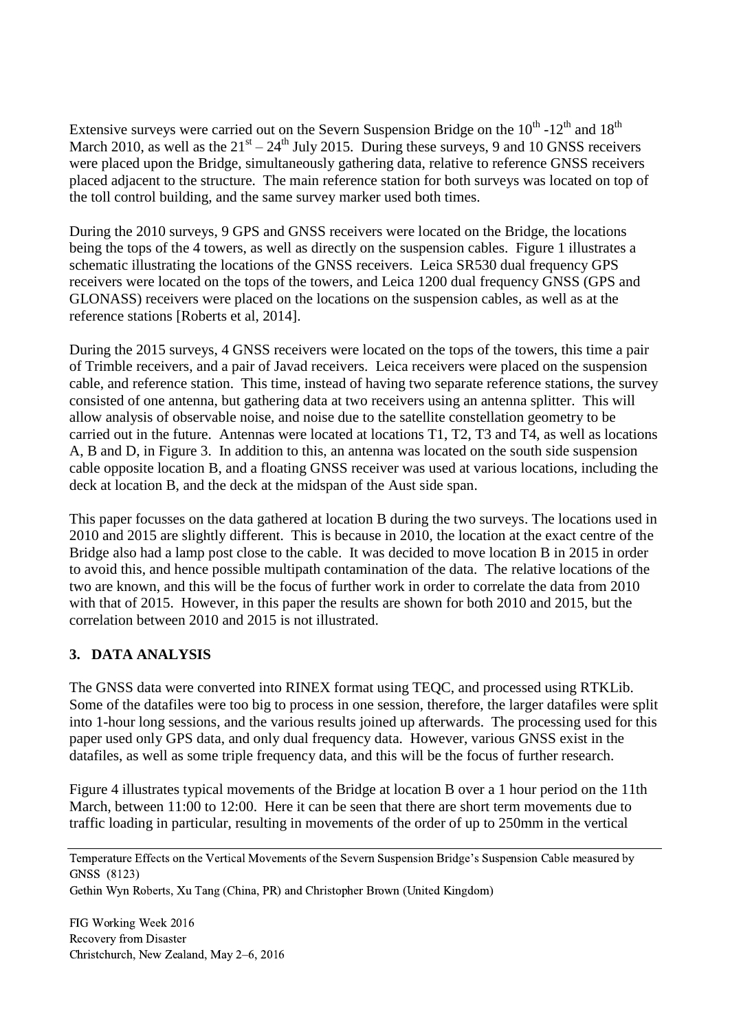Extensive surveys were carried out on the Severn Suspension Bridge on the 10th -12th and 18th March 2010, as well as the 21st – 24th July 2015. During these surveys, 9 and 10 GNSS receivers were placed upon the Bridge, simultaneously gathering data, relative to reference GNSS receivers placed adjacent to the structure. The main reference station for both surveys was located on top of the toll control building, and the same survey marker used both times.

During the 2010 surveys, 9 GPS and GNSS receivers were located on the Bridge, the locations being the tops of the 4 towers, as well as directly on the suspension cables. Figure 1 illustrates a schematic illustrating the locations of the GNSS receivers. Leica SR530 dual frequency GPS receivers were located on the tops of the towers, and Leica 1200 dual frequency GNSS (GPS and GLONASS) receivers were placed on the locations on the suspension cables, as well as at the reference stations [Roberts et al, 2014].

During the 2015 surveys, 4 GNSS receivers were located on the tops of the towers, this time a pair of Trimble receivers, and a pair of Javad receivers. Leica receivers were placed on the suspension cable, and reference station. This time, instead of having two separate reference stations, the survey consisted of one antenna, but gathering data at two receivers using an antenna splitter. This will allow analysis of observable noise, and noise due to the satellite constellation geometry to be carried out in the future. Antennas were located at locations T1, T2, T3 and T4, as well as locations A, B and D, in Figure 3. In addition to this, an antenna was located on the south side suspension cable opposite location B, and a floating GNSS receiver was used at various locations, including the deck at location B, and the deck at the midspan of the Aust side span.

This paper focusses on the data gathered at location B during the two surveys. The locations used in 2010 and 2015 are slightly different. This is because in 2010, the location at the exact centre of the Bridge also had a lamp post close to the cable. It was decided to move location B in 2015 in order to avoid this, and hence possible multipath contamination of the data. The relative locations of the two are known, and this will be the focus of further work in order to correlate the data from 2010 with that of 2015. However, in this paper the results are shown for both 2010 and 2015, but the correlation between 2010 and 2015 is not illustrated.

## 3. DATA ANALYSIS

The GNSS data were converted into RINEX format using TEQC, and processed using RTKLib. Some of the datafiles were too big to process in one session, therefore, the larger datafiles were split into 1-hour long sessions, and the various results joined up afterwards. The processing used for this paper used only GPS data, and only dual frequency data. However, various GNSS exist in the datafiles, as well as some triple frequency data, and this will be the focus of further research.

Figure 4 illustrates typical movements of the Bridge at location B over a 1 hour period on the 11th March, between 11:00 to 12:00. Here it can be seen that there are short term movements due to traffic loading in particular, resulting in movements of the order of up to 250mm in the vertical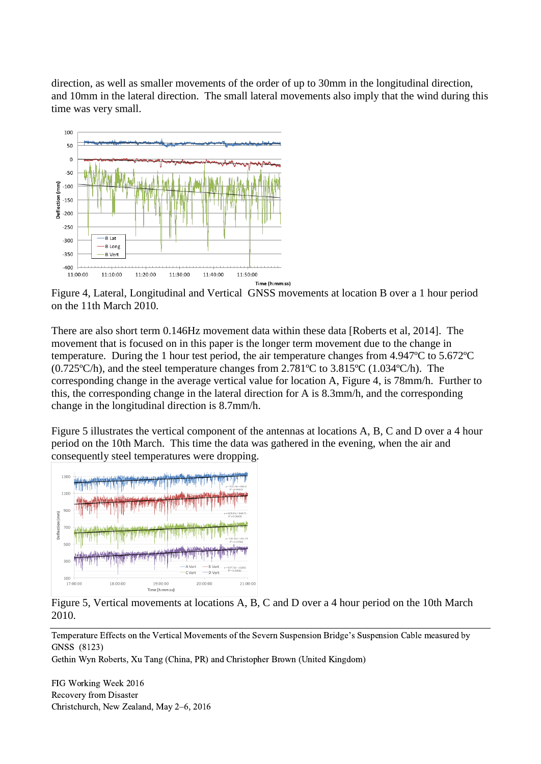direction, as well as smaller movements of the order of up to 30mm in the longitudinal direction, and 10mm in the lateral direction. The small lateral movements also imply that the wind during this time was very small.

Figure 4, Lateral, Longitudinal and Vertical GNSS movements at location B over a 1 hour period on the 11th March 2010.

There are also short term 0.146Hz movement data within these data [Roberts et al, 2014]. The movement that is focused on in this paper is the longer term movement due to the change in temperature. During the 1 hour test period, the air temperature changes from 4.947ºC to 5.672ºC (0.725ºC/h), and the steel temperature changes from 2.781ºC to 3.815ºC (1.034ºC/h). The corresponding change in the average vertical value for location A, Figure 4, is 78mm/h. Further to this, the corresponding change in the lateral direction for A is 8.3mm/h, and the corresponding change in the longitudinal direction is 8.7mm/h.

Figure 5 illustrates the vertical component of the antennas at locations A, B, C and D over a 4 hour period on the 10th March. This time the data was gathered in the evening, when the air and consequently steel temperatures were dropping.

Figure 5, Vertical movements at locations A, B, C and D over a 4 hour period on the 10th March 2010.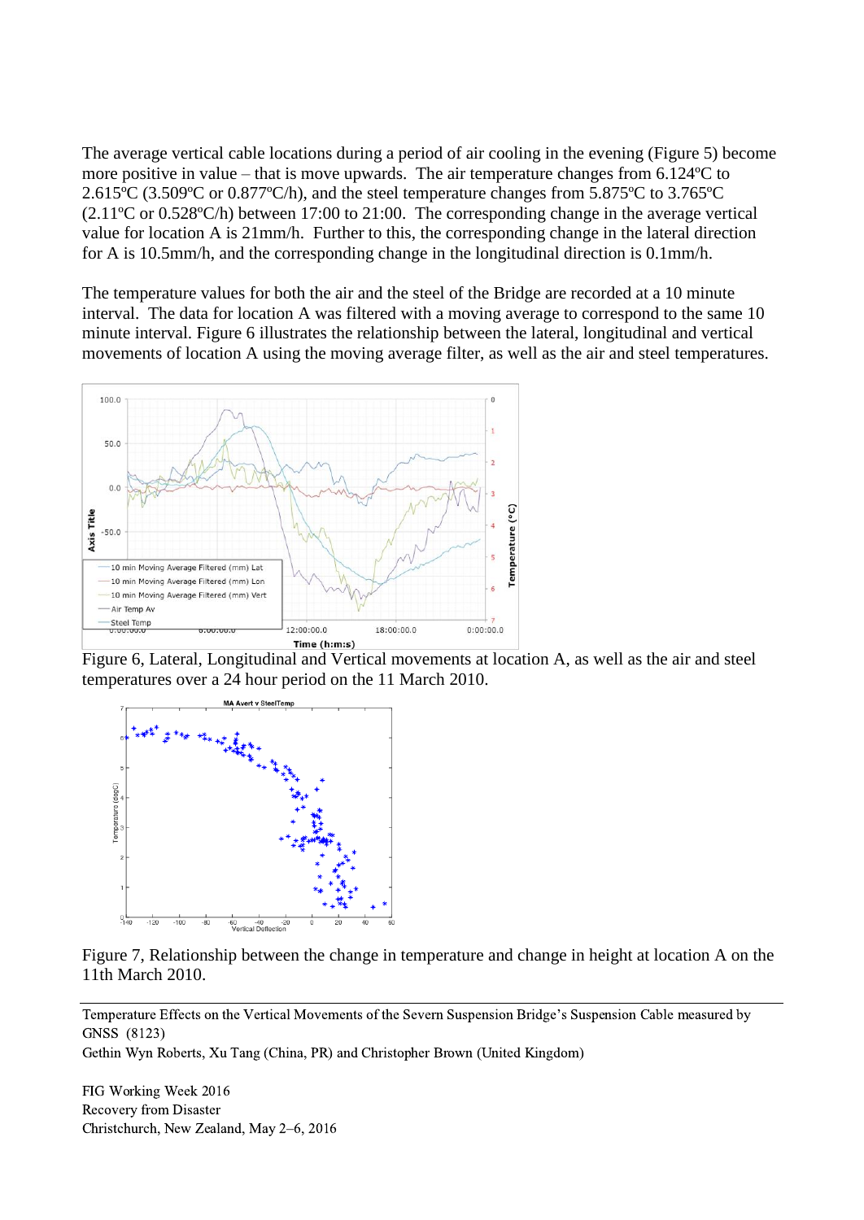The average vertical cable locations during a period of air cooling in the evening (Figure 5) become more positive in value – that is move upwards. The air temperature changes from 6.124ºC to 2.615ºC (3.509ºC or 0.877ºC/h), and the steel temperature changes from 5.875ºC to 3.765ºC (2.11ºC or 0.528ºC/h) between 17:00 to 21:00. The corresponding change in the average vertical value for location A is 21mm/h. Further to this, the corresponding change in the lateral direction for A is 10.5mm/h, and the corresponding change in the longitudinal direction is 0.1mm/h.

The temperature values for both the air and the steel of the Bridge are recorded at a 10 minute interval. The data for location A was filtered with a moving average to correspond to the same 10 minute interval. Figure 6 illustrates the relationship between the lateral, longitudinal and vertical movements of location A using the moving average filter, as well as the air and steel temperatures.

Figure 6, Lateral, Longitudinal and Vertical movements at location A, as well as the air and steel temperatures over a 24 hour period on the 11 March 2010.

Figure 7, Relationship between the change in temperature and change in height at location A on the 11th March 2010.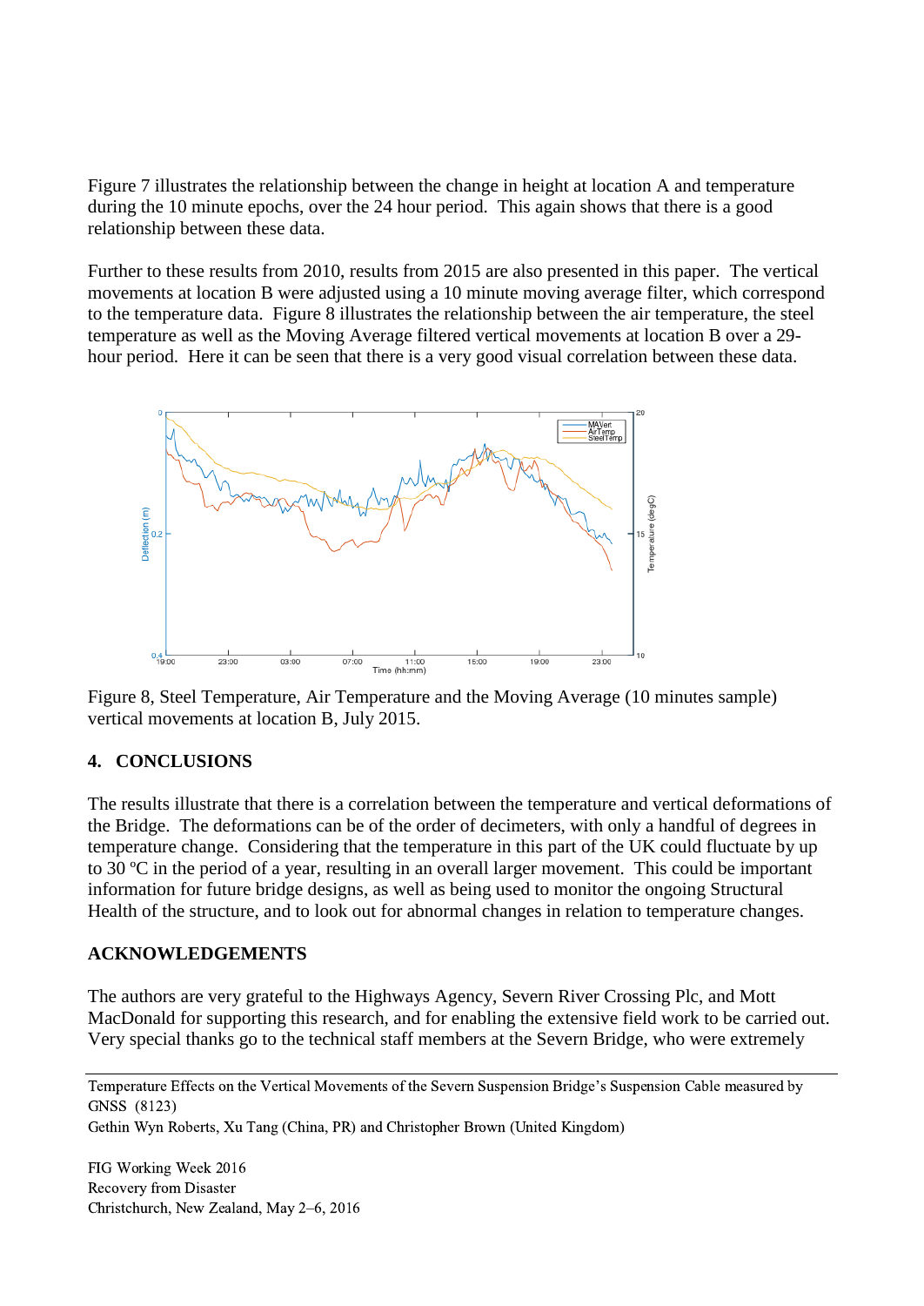Figure 7 illustrates the relationship between the change in height at location A and temperature during the 10 minute epochs, over the 24 hour period. This again shows that there is a good relationship between these data.

Further to these results from 2010, results from 2015 are also presented in this paper. The vertical movements at location B were adjusted using a 10 minute moving average filter, which correspond to the temperature data. Figure 8 illustrates the relationship between the air temperature, the steel temperature as well as the Moving Average filtered vertical movements at location B over a 29-hour period. Here it can be seen that there is a very good visual correlation between these data.

Figure 8, Steel Temperature, Air Temperature and the Moving Average (10 minutes sample) vertical movements at location B, July 2015.

## 4. CONCLUSIONS

The results illustrate that there is a correlation between the temperature and vertical deformations of the Bridge. The deformations can be of the order of decimeters, with only a handful of degrees in temperature change. Considering that the temperature in this part of the UK could fluctuate by up to 30 ºC in the period of a year, resulting in an overall larger movement. This could be important information for future bridge designs, as well as being used to monitor the ongoing Structural Health of the structure, and to look out for abnormal changes in relation to temperature changes.

## ACKNOWLEDGEMENTS

The authors are very grateful to the Highways Agency, Severn River Crossing Plc, and Mott MacDonald for supporting this research, and for enabling the extensive field work to be carried out. Very special thanks go to the technical staff members at the Severn Bridge, who were extremely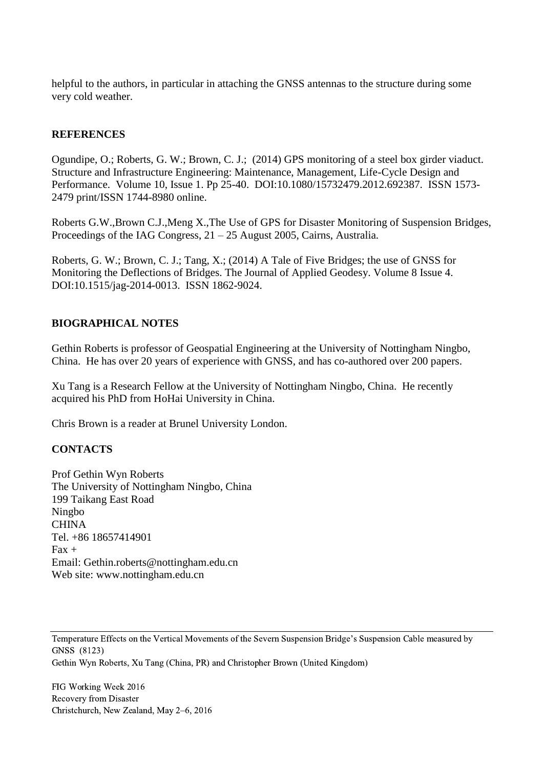helpful to the authors, in particular in attaching the GNSS antennas to the structure during some very cold weather.

## REFERENCES

Ogundipe, O.; Roberts, G. W.; Brown, C. J.; (2014) GPS monitoring of a steel box girder viaduct. Structure and Infrastructure Engineering: Maintenance, Management, Life-Cycle Design and Performance. Volume 10, Issue 1. Pp 25-40. DOI:10.1080/15732479.2012.692387. ISSN 1573-2479 print/ISSN 1744-8980 online.

Roberts G.W.,Brown C.J.,Meng X.,The Use of GPS for Disaster Monitoring of Suspension Bridges, Proceedings of the IAG Congress, 21 – 25 August 2005, Cairns, Australia.

Roberts, G. W.; Brown, C. J.; Tang, X.; (2014) A Tale of Five Bridges; the use of GNSS for Monitoring the Deflections of Bridges. The Journal of Applied Geodesy. Volume 8 Issue 4. DOI:10.1515/jag-2014-0013. ISSN 1862-9024.

## BIOGRAPHICAL NOTES

Gethin Roberts is professor of Geospatial Engineering at the University of Nottingham Ningbo, China. He has over 20 years of experience with GNSS, and has co-authored over 200 papers.

Xu Tang is a Research Fellow at the University of Nottingham Ningbo, China. He recently acquired his PhD from HoHai University in China.

Chris Brown is a reader at Brunel University London.

## CONTACTS

Prof Gethin Wyn Roberts  
The University of Nottingham Ningbo, China  
199 Taikang East Road  
Ningbo  
CHINA  
Tel. +86 18657414901  
Fax +  
Email: Gethin.roberts@nottingham.edu.cn  
Web site: www.nottingham.edu.cn